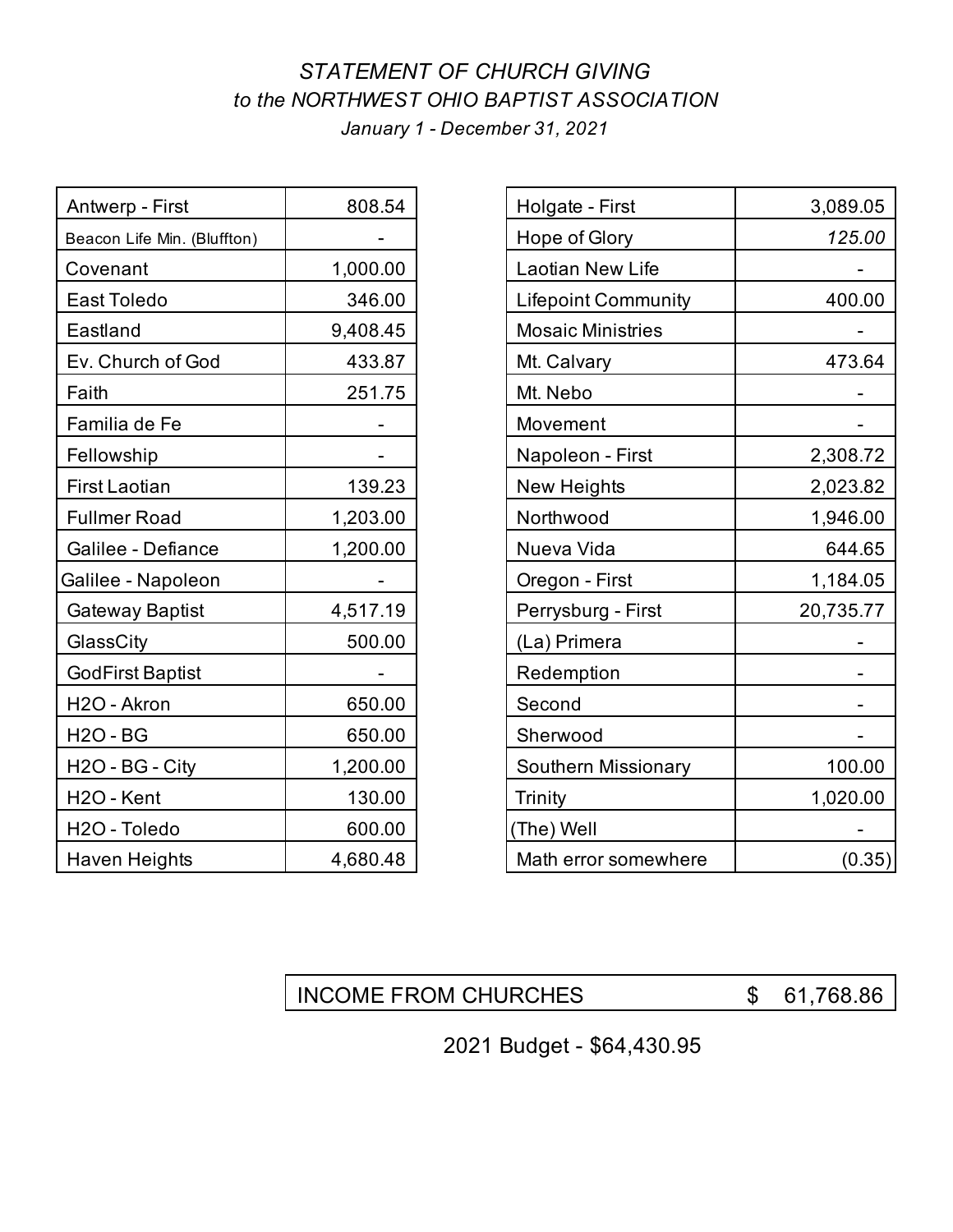*STATEMENT OF CHURCH GIVING*

*to the NORTHWEST OHIO BAPTIST ASSOCIATION*

*January 1 - December 31, 2021*

| Church | Amount |
|---|---|
| Antwerp - First | 808.54 |
| Beacon Life Min. (Bluffton) | - |
| Covenant | 1,000.00 |
| East Toledo | 346.00 |
| Eastland | 9,408.45 |
| Ev. Church of God | 433.87 |
| Faith | 251.75 |
| Familia de Fe | - |
| Fellowship | - |
| First Laotian | 139.23 |
| Fullmer Road | 1,203.00 |
| Galilee - Defiance | 1,200.00 |
| Galilee - Napoleon | - |
| Gateway Baptist | 4,517.19 |
| GlassCity | 500.00 |
| GodFirst Baptist | - |
| H2O - Akron | 650.00 |
| H2O - BG | 650.00 |
| H2O - BG - City | 1,200.00 |
| H2O - Kent | 130.00 |
| H2O - Toledo | 600.00 |
| Haven Heights | 4,680.48 |
| Holgate - First | 3,089.05 |
| Hope of Glory | *125.00* |
| Laotian New Life | - |
| Lifepoint Community | 400.00 |
| Mosaic Ministries | - |
| Mt. Calvary | 473.64 |
| Mt. Nebo | - |
| Movement | - |
| Napoleon - First | 2,308.72 |
| New Heights | 2,023.82 |
| Northwood | 1,946.00 |
| Nueva Vida | 644.65 |
| Oregon - First | 1,184.05 |
| Perrysburg - First | 20,735.77 |
| (La) Primera | - |
| Redemption | - |
| Second | - |
| Sherwood | - |
| Southern Missionary | 100.00 |
| Trinity | 1,020.00 |
| (The) Well | - |
| Math error somewhere | (0.35) |

| INCOME FROM CHURCHES | $ 61,768.86 |
|---|---|

2021 Budget - $64,430.95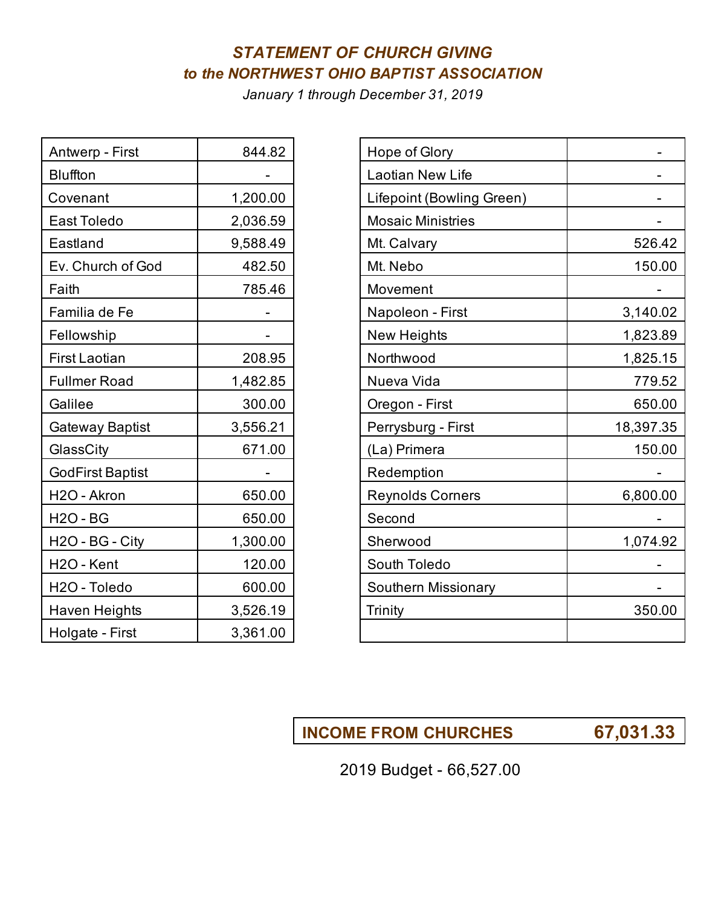# *STATEMENT OF CHURCH GIVING*
## *to the NORTHWEST OHIO BAPTIST ASSOCIATION*

*January 1 through December 31, 2019*

| Church | Amount |
|---|---|
| Antwerp - First | 844.82 |
| Bluffton | - |
| Covenant | 1,200.00 |
| East Toledo | 2,036.59 |
| Eastland | 9,588.49 |
| Ev. Church of God | 482.50 |
| Faith | 785.46 |
| Familia de Fe | - |
| Fellowship | - |
| First Laotian | 208.95 |
| Fullmer Road | 1,482.85 |
| Galilee | 300.00 |
| Gateway Baptist | 3,556.21 |
| GlassCity | 671.00 |
| GodFirst Baptist | - |
| H2O - Akron | 650.00 |
| H2O - BG | 650.00 |
| H2O - BG - City | 1,300.00 |
| H2O - Kent | 120.00 |
| H2O - Toledo | 600.00 |
| Haven Heights | 3,526.19 |
| Holgate - First | 3,361.00 |

| Church | Amount |
|---|---|
| Hope of Glory | - |
| Laotian New Life | - |
| Lifepoint (Bowling Green) | - |
| Mosaic Ministries | - |
| Mt. Calvary | 526.42 |
| Mt. Nebo | 150.00 |
| Movement | - |
| Napoleon - First | 3,140.02 |
| New Heights | 1,823.89 |
| Northwood | 1,825.15 |
| Nueva Vida | 779.52 |
| Oregon - First | 650.00 |
| Perrysburg - First | 18,397.35 |
| (La) Primera | 150.00 |
| Redemption | - |
| Reynolds Corners | 6,800.00 |
| Second | - |
| Sherwood | 1,074.92 |
| South Toledo | - |
| Southern Missionary | - |
| Trinity | 350.00 |
| | |

| **INCOME FROM CHURCHES** | **67,031.33** |
|---|---|

2019 Budget - 66,527.00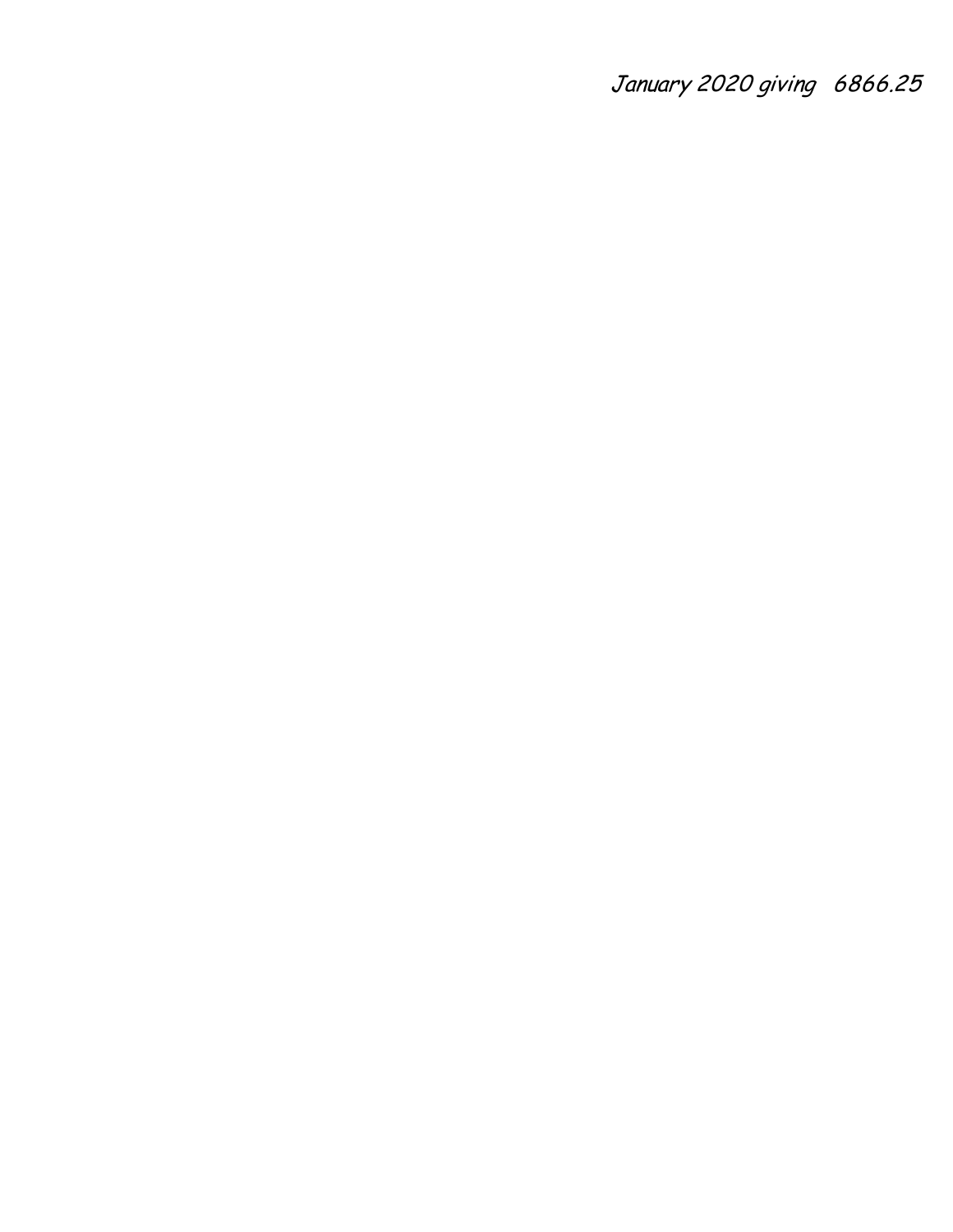January 2020 giving 6866.25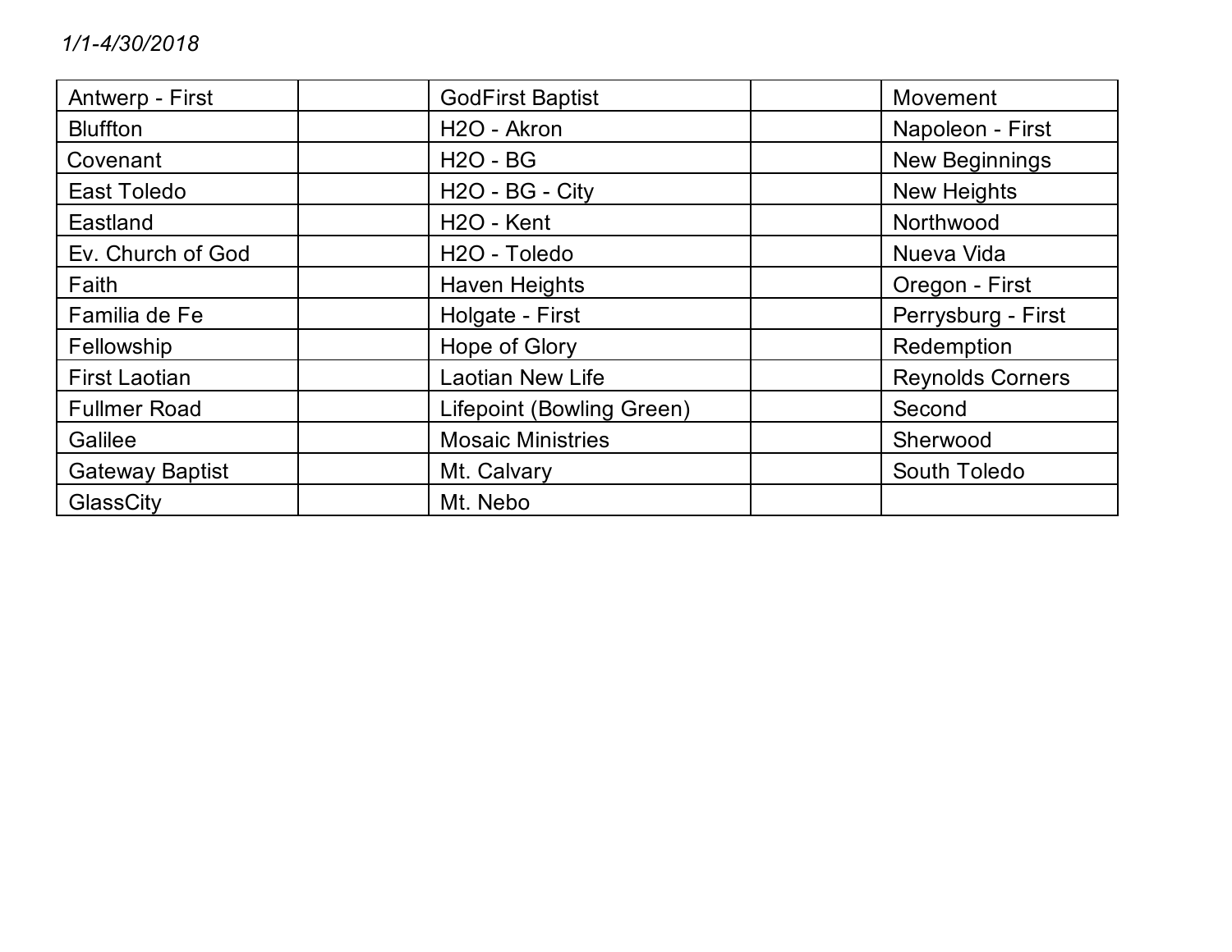*1/1-4/30/2018*

| | | | | |
|---|---|---|---|---|
| Antwerp - First | | GodFirst Baptist | | Movement |
| Bluffton | | H2O - Akron | | Napoleon - First |
| Covenant | | H2O - BG | | New Beginnings |
| East Toledo | | H2O - BG - City | | New Heights |
| Eastland | | H2O - Kent | | Northwood |
| Ev. Church of God | | H2O - Toledo | | Nueva Vida |
| Faith | | Haven Heights | | Oregon - First |
| Familia de Fe | | Holgate - First | | Perrysburg - First |
| Fellowship | | Hope of Glory | | Redemption |
| First Laotian | | Laotian New Life | | Reynolds Corners |
| Fullmer Road | | Lifepoint (Bowling Green) | | Second |
| Galilee | | Mosaic Ministries | | Sherwood |
| Gateway Baptist | | Mt. Calvary | | South Toledo |
| GlassCity | | Mt. Nebo | | |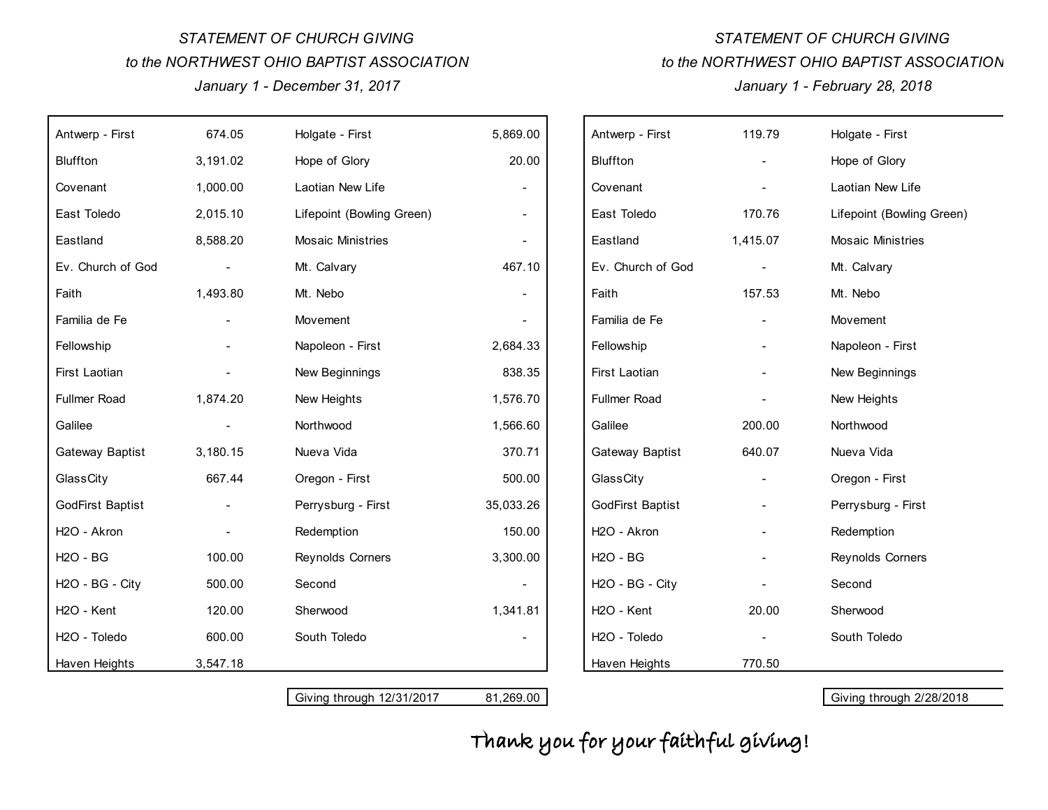*STATEMENT OF CHURCH GIVING*

*to the NORTHWEST OHIO BAPTIST ASSOCIATION*

*January 1 - December 31, 2017*

| Church | Amount | Church | Amount |
|---|---|---|---|
| Antwerp - First | 674.05 | Holgate - First | 5,869.00 |
| Bluffton | 3,191.02 | Hope of Glory | 20.00 |
| Covenant | 1,000.00 | Laotian New Life | - |
| East Toledo | 2,015.10 | Lifepoint (Bowling Green) | - |
| Eastland | 8,588.20 | Mosaic Ministries | - |
| Ev. Church of God | - | Mt. Calvary | 467.10 |
| Faith | 1,493.80 | Mt. Nebo | - |
| Familia de Fe | - | Movement | - |
| Fellowship | - | Napoleon - First | 2,684.33 |
| First Laotian | - | New Beginnings | 838.35 |
| Fullmer Road | 1,874.20 | New Heights | 1,576.70 |
| Galilee | - | Northwood | 1,566.60 |
| Gateway Baptist | 3,180.15 | Nueva Vida | 370.71 |
| GlassCity | 667.44 | Oregon - First | 500.00 |
| GodFirst Baptist | - | Perrysburg - First | 35,033.26 |
| H2O - Akron | - | Redemption | 150.00 |
| H2O - BG | 100.00 | Reynolds Corners | 3,300.00 |
| H2O - BG - City | 500.00 | Second | - |
| H2O - Kent | 120.00 | Sherwood | 1,341.81 |
| H2O - Toledo | 600.00 | South Toledo | - |
| Haven Heights | 3,547.18 | | |
| | | Giving through 12/31/2017 | 81,269.00 |

*STATEMENT OF CHURCH GIVING*

*to the NORTHWEST OHIO BAPTIST ASSOCIATION*

*January 1 - February 28, 2018*

| Church | Amount | Church | Amount |
|---|---|---|---|
| Antwerp - First | 119.79 | Holgate - First | |
| Bluffton | - | Hope of Glory | |
| Covenant | - | Laotian New Life | |
| East Toledo | 170.76 | Lifepoint (Bowling Green) | |
| Eastland | 1,415.07 | Mosaic Ministries | |
| Ev. Church of God | - | Mt. Calvary | |
| Faith | 157.53 | Mt. Nebo | |
| Familia de Fe | - | Movement | |
| Fellowship | - | Napoleon - First | |
| First Laotian | - | New Beginnings | |
| Fullmer Road | - | New Heights | |
| Galilee | 200.00 | Northwood | |
| Gateway Baptist | 640.07 | Nueva Vida | |
| GlassCity | - | Oregon - First | |
| GodFirst Baptist | - | Perrysburg - First | |
| H2O - Akron | - | Redemption | |
| H2O - BG | - | Reynolds Corners | |
| H2O - BG - City | - | Second | |
| H2O - Kent | 20.00 | Sherwood | |
| H2O - Toledo | - | South Toledo | |
| Haven Heights | 770.50 | | |
| | | Giving through 2/28/2018 | |

Thank you for your faithful giving!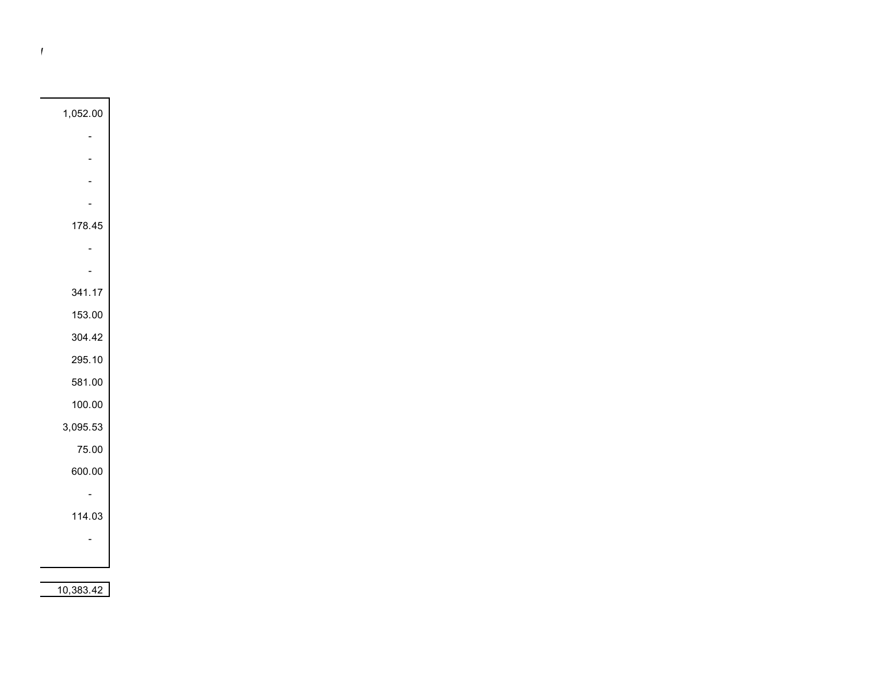|  |
| ---: |
| 1,052.00 |
| - |
| - |
| - |
| - |
| 178.45 |
| - |
| - |
| 341.17 |
| 153.00 |
| 304.42 |
| 295.10 |
| 581.00 |
| 100.00 |
| 3,095.53 |
| 75.00 |
| 600.00 |
| - |
| 114.03 |
| - |

|  |
| ---: |
| 10,383.42 |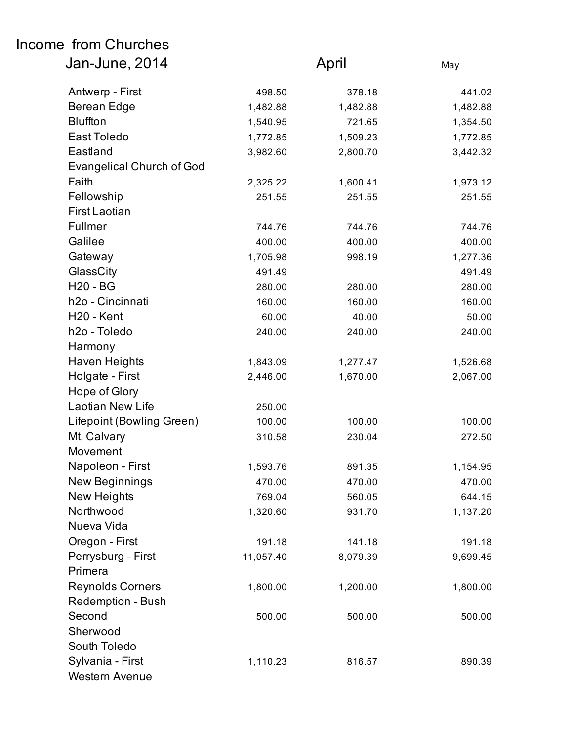# Income from Churches

| Jan-June, 2014 | | April | May |
|---|---|---|---|
| Antwerp - First | 498.50 | 378.18 | 441.02 |
| Berean Edge | 1,482.88 | 1,482.88 | 1,482.88 |
| Bluffton | 1,540.95 | 721.65 | 1,354.50 |
| East Toledo | 1,772.85 | 1,509.23 | 1,772.85 |
| Eastland | 3,982.60 | 2,800.70 | 3,442.32 |
| Evangelical Church of God | | | |
| Faith | 2,325.22 | 1,600.41 | 1,973.12 |
| Fellowship | 251.55 | 251.55 | 251.55 |
| First Laotian | | | |
| Fullmer | 744.76 | 744.76 | 744.76 |
| Galilee | 400.00 | 400.00 | 400.00 |
| Gateway | 1,705.98 | 998.19 | 1,277.36 |
| GlassCity | 491.49 | | 491.49 |
| H20 - BG | 280.00 | 280.00 | 280.00 |
| h2o - Cincinnati | 160.00 | 160.00 | 160.00 |
| H20 - Kent | 60.00 | 40.00 | 50.00 |
| h2o - Toledo | 240.00 | 240.00 | 240.00 |
| Harmony | | | |
| Haven Heights | 1,843.09 | 1,277.47 | 1,526.68 |
| Holgate - First | 2,446.00 | 1,670.00 | 2,067.00 |
| Hope of Glory | | | |
| Laotian New Life | 250.00 | | |
| Lifepoint (Bowling Green) | 100.00 | 100.00 | 100.00 |
| Mt. Calvary | 310.58 | 230.04 | 272.50 |
| Movement | | | |
| Napoleon - First | 1,593.76 | 891.35 | 1,154.95 |
| New Beginnings | 470.00 | 470.00 | 470.00 |
| New Heights | 769.04 | 560.05 | 644.15 |
| Northwood | 1,320.60 | 931.70 | 1,137.20 |
| Nueva Vida | | | |
| Oregon - First | 191.18 | 141.18 | 191.18 |
| Perrysburg - First | 11,057.40 | 8,079.39 | 9,699.45 |
| Primera | | | |
| Reynolds Corners | 1,800.00 | 1,200.00 | 1,800.00 |
| Redemption - Bush | | | |
| Second | 500.00 | 500.00 | 500.00 |
| Sherwood | | | |
| South Toledo | | | |
| Sylvania - First | 1,110.23 | 816.57 | 890.39 |
| Western Avenue | | | |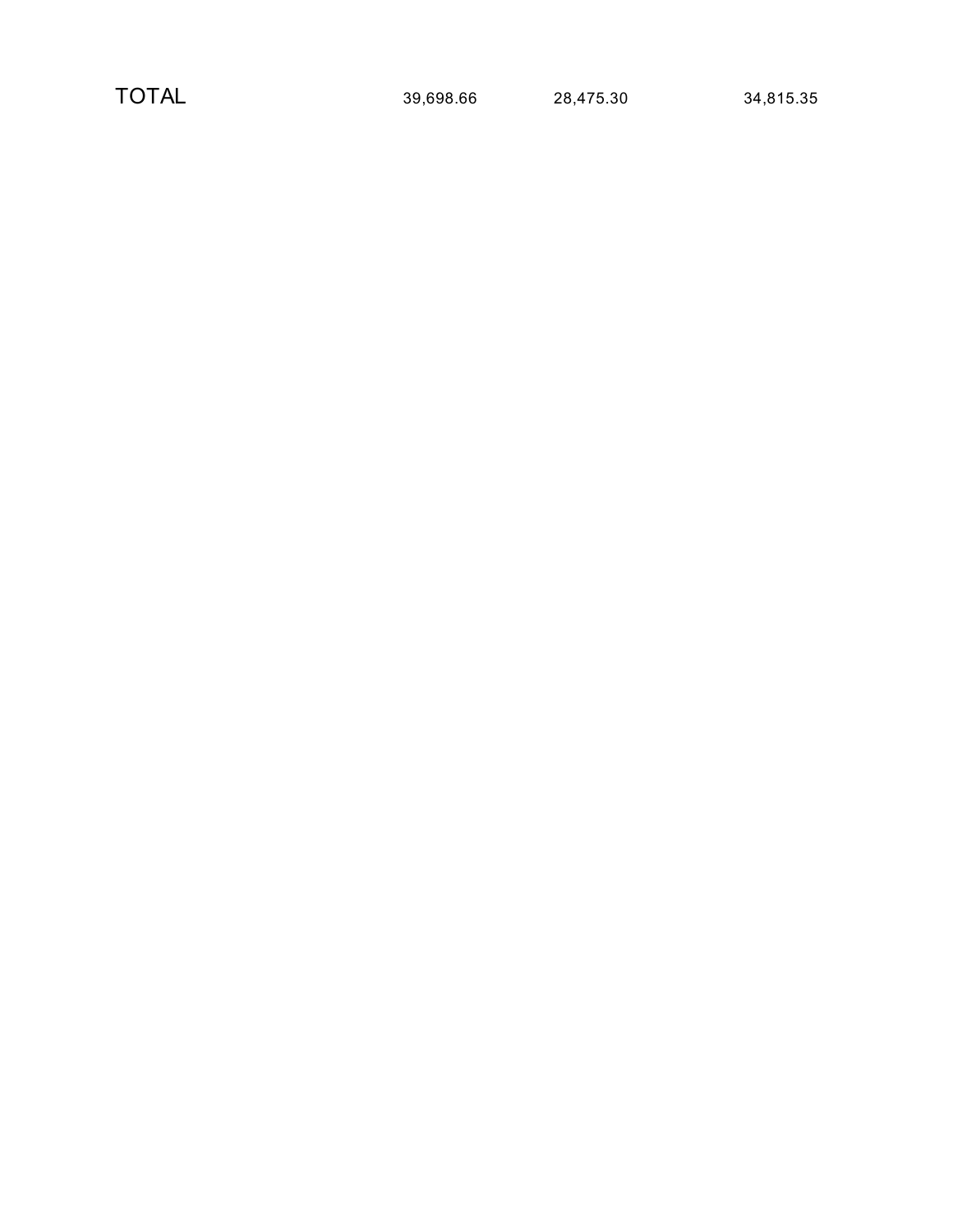| | | | |
|---|---|---|---|
| TOTAL | 39,698.66 | 28,475.30 | 34,815.35 |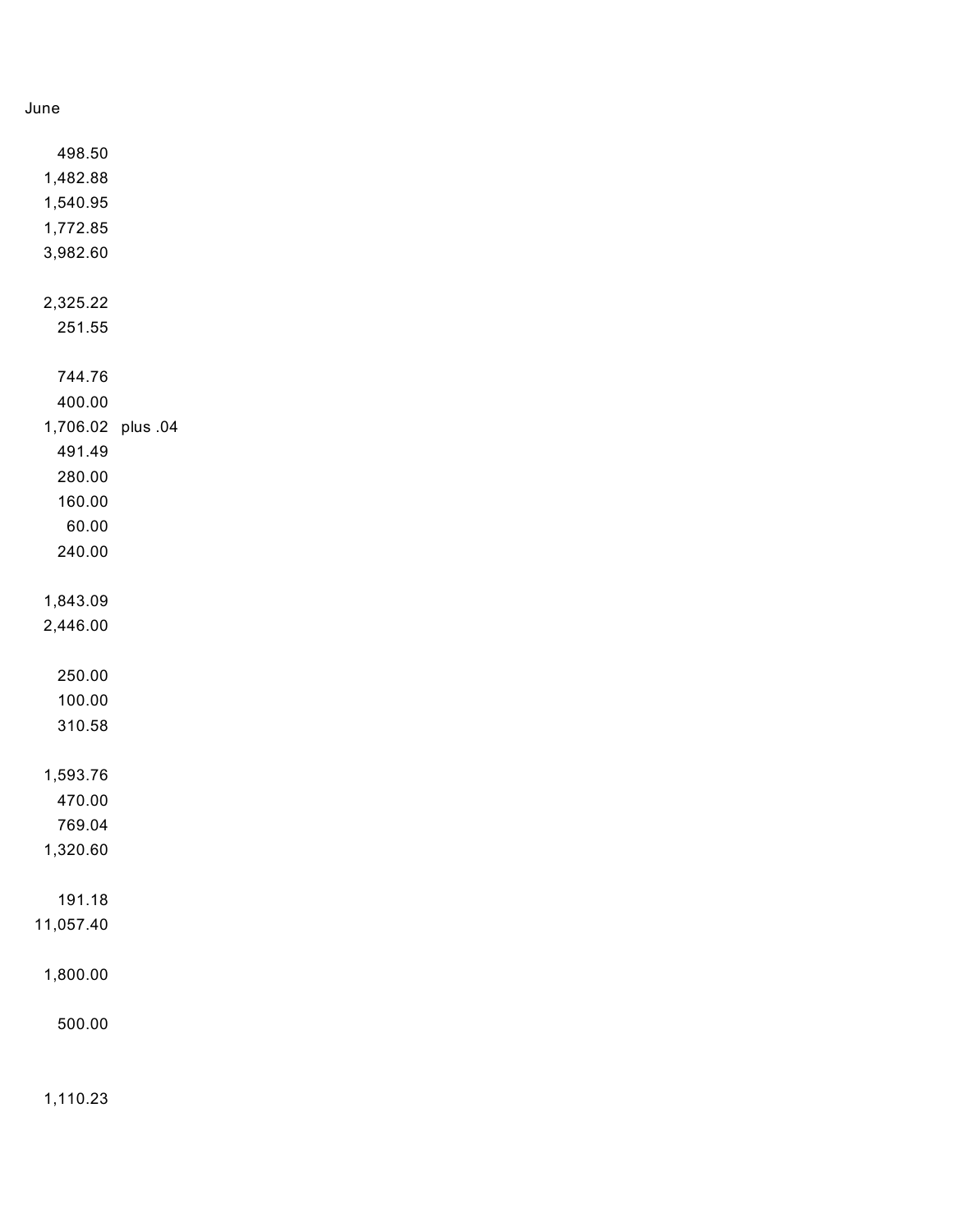June

498.50
1,482.88
1,540.95
1,772.85
3,982.60

2,325.22
251.55

744.76
400.00
1,706.02 plus .04
491.49
280.00
160.00
60.00
240.00

1,843.09
2,446.00

250.00
100.00
310.58

1,593.76
470.00
769.04
1,320.60

191.18
11,057.40

1,800.00

500.00

1,110.23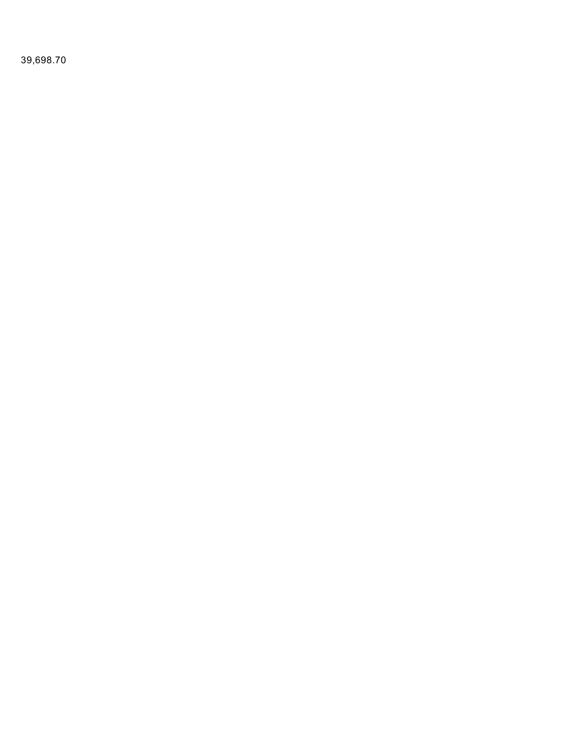39,698.70